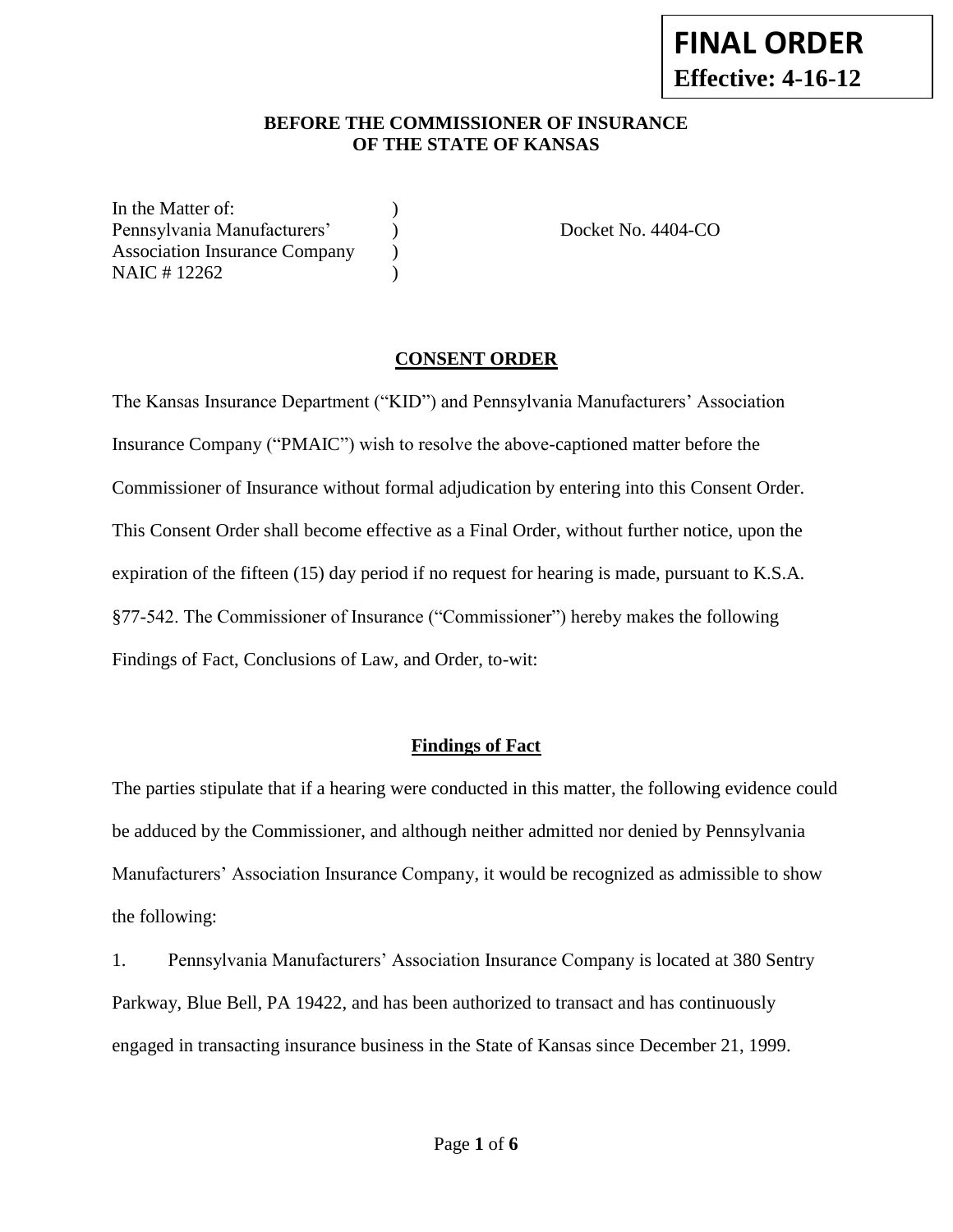**FINAL ORDER**
**Effective: 4-16-12**

**BEFORE THE COMMISSIONER OF INSURANCE OF THE STATE OF KANSAS**

In the Matter of: )
Pennsylvania Manufacturers' ) Docket No. 4404-CO
Association Insurance Company )
NAIC # 12262 )

## CONSENT ORDER

The Kansas Insurance Department ("KID") and Pennsylvania Manufacturers' Association Insurance Company ("PMAIC") wish to resolve the above-captioned matter before the Commissioner of Insurance without formal adjudication by entering into this Consent Order. This Consent Order shall become effective as a Final Order, without further notice, upon the expiration of the fifteen (15) day period if no request for hearing is made, pursuant to K.S.A. §77-542. The Commissioner of Insurance ("Commissioner") hereby makes the following Findings of Fact, Conclusions of Law, and Order, to-wit:

### Findings of Fact

The parties stipulate that if a hearing were conducted in this matter, the following evidence could be adduced by the Commissioner, and although neither admitted nor denied by Pennsylvania Manufacturers' Association Insurance Company, it would be recognized as admissible to show the following:

1. Pennsylvania Manufacturers' Association Insurance Company is located at 380 Sentry Parkway, Blue Bell, PA 19422, and has been authorized to transact and has continuously engaged in transacting insurance business in the State of Kansas since December 21, 1999.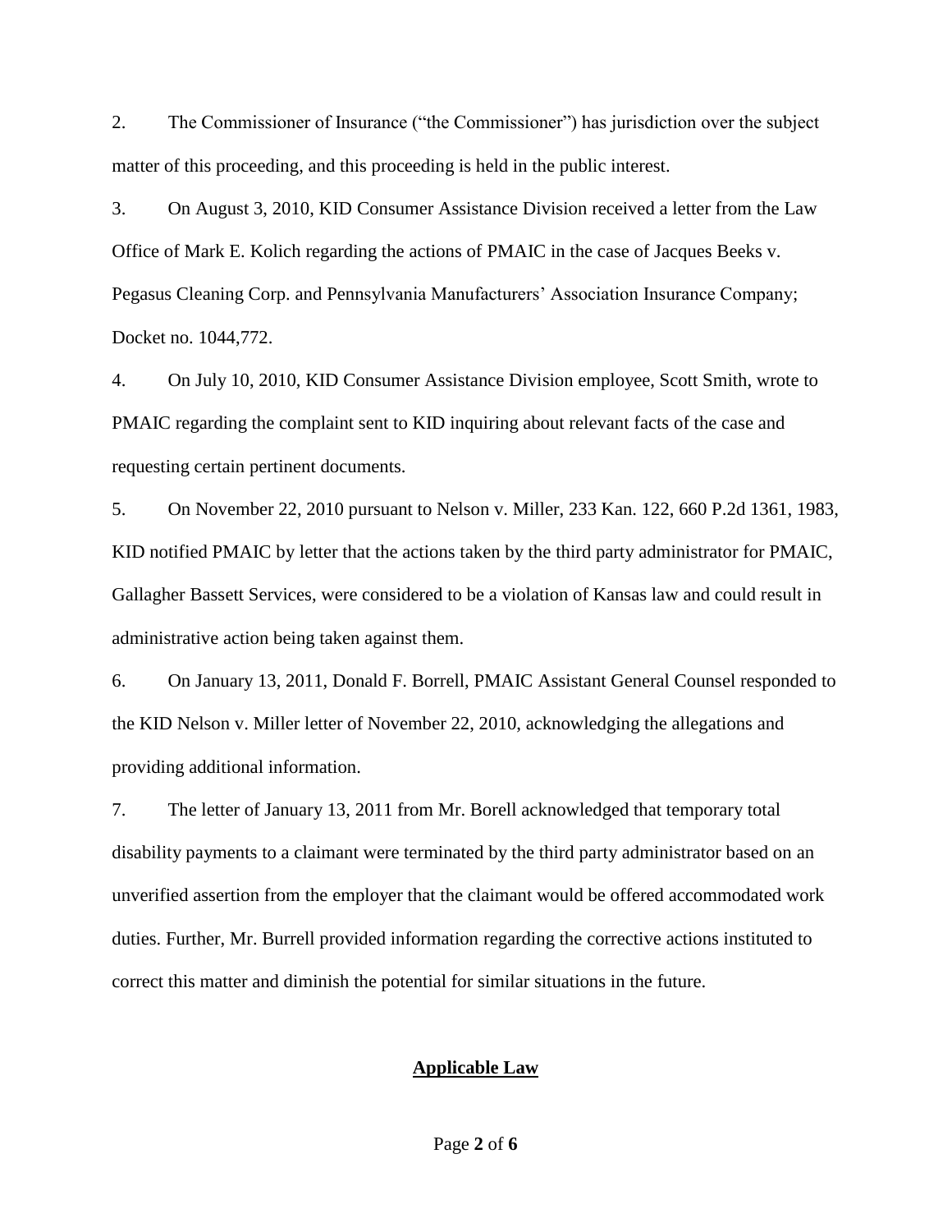2. The Commissioner of Insurance ("the Commissioner") has jurisdiction over the subject matter of this proceeding, and this proceeding is held in the public interest.

3. On August 3, 2010, KID Consumer Assistance Division received a letter from the Law Office of Mark E. Kolich regarding the actions of PMAIC in the case of Jacques Beeks v. Pegasus Cleaning Corp. and Pennsylvania Manufacturers' Association Insurance Company; Docket no. 1044,772.

4. On July 10, 2010, KID Consumer Assistance Division employee, Scott Smith, wrote to PMAIC regarding the complaint sent to KID inquiring about relevant facts of the case and requesting certain pertinent documents.

5. On November 22, 2010 pursuant to Nelson v. Miller, 233 Kan. 122, 660 P.2d 1361, 1983, KID notified PMAIC by letter that the actions taken by the third party administrator for PMAIC, Gallagher Bassett Services, were considered to be a violation of Kansas law and could result in administrative action being taken against them.

6. On January 13, 2011, Donald F. Borrell, PMAIC Assistant General Counsel responded to the KID Nelson v. Miller letter of November 22, 2010, acknowledging the allegations and providing additional information.

7. The letter of January 13, 2011 from Mr. Borell acknowledged that temporary total disability payments to a claimant were terminated by the third party administrator based on an unverified assertion from the employer that the claimant would be offered accommodated work duties. Further, Mr. Burrell provided information regarding the corrective actions instituted to correct this matter and diminish the potential for similar situations in the future.

## Applicable Law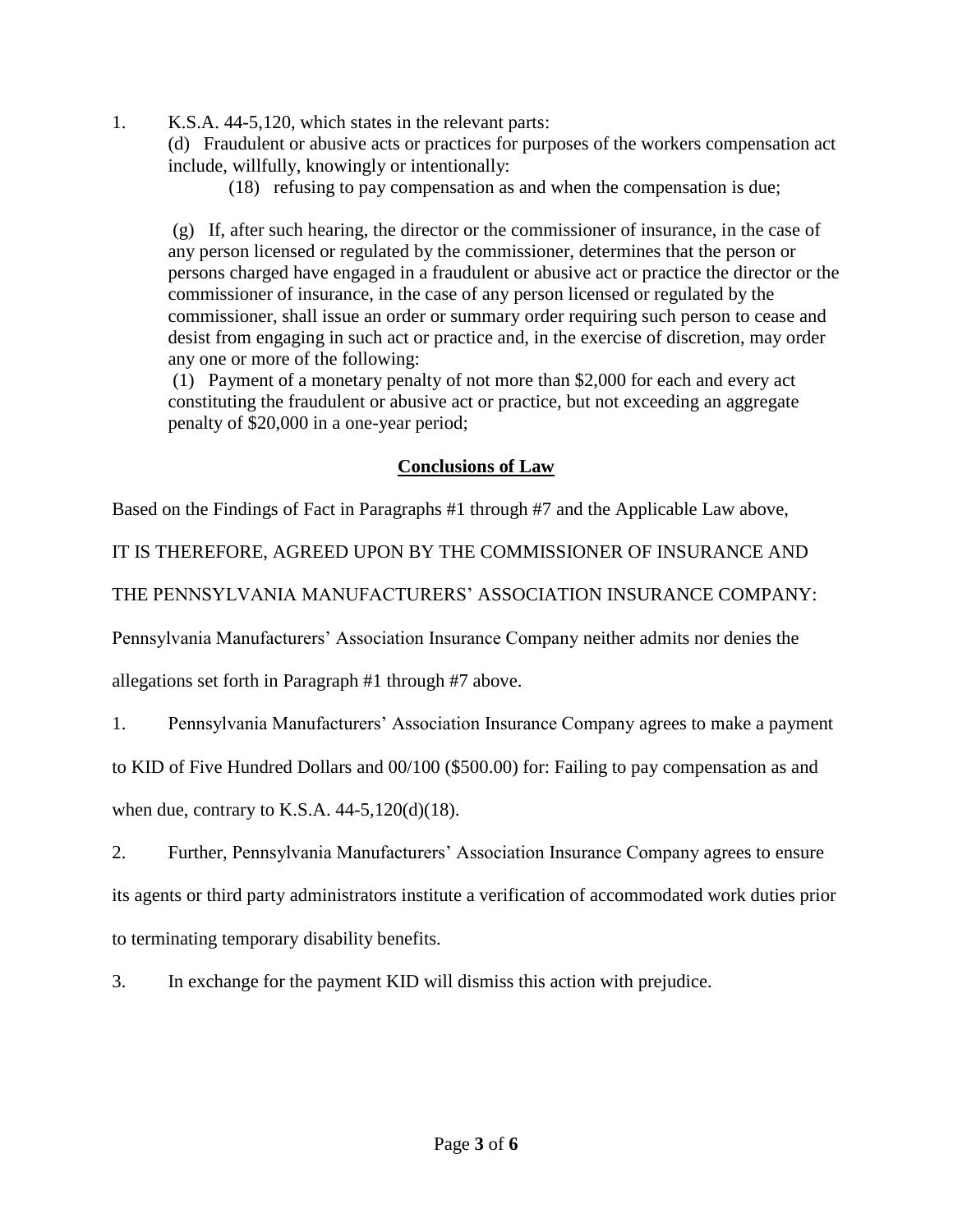1. K.S.A. 44-5,120, which states in the relevant parts:

   (d) Fraudulent or abusive acts or practices for purposes of the workers compensation act include, willfully, knowingly or intentionally:

   (18) refusing to pay compensation as and when the compensation is due;

   (g) If, after such hearing, the director or the commissioner of insurance, in the case of any person licensed or regulated by the commissioner, determines that the person or persons charged have engaged in a fraudulent or abusive act or practice the director or the commissioner of insurance, in the case of any person licensed or regulated by the commissioner, shall issue an order or summary order requiring such person to cease and desist from engaging in such act or practice and, in the exercise of discretion, may order any one or more of the following:

   (1) Payment of a monetary penalty of not more than $2,000 for each and every act constituting the fraudulent or abusive act or practice, but not exceeding an aggregate penalty of $20,000 in a one-year period;

## Conclusions of Law

Based on the Findings of Fact in Paragraphs #1 through #7 and the Applicable Law above,

IT IS THEREFORE, AGREED UPON BY THE COMMISSIONER OF INSURANCE AND THE PENNSYLVANIA MANUFACTURERS' ASSOCIATION INSURANCE COMPANY:

Pennsylvania Manufacturers' Association Insurance Company neither admits nor denies the allegations set forth in Paragraph #1 through #7 above.

1. Pennsylvania Manufacturers' Association Insurance Company agrees to make a payment to KID of Five Hundred Dollars and 00/100 ($500.00) for: Failing to pay compensation as and when due, contrary to K.S.A. 44-5,120(d)(18).

2. Further, Pennsylvania Manufacturers' Association Insurance Company agrees to ensure its agents or third party administrators institute a verification of accommodated work duties prior to terminating temporary disability benefits.

3. In exchange for the payment KID will dismiss this action with prejudice.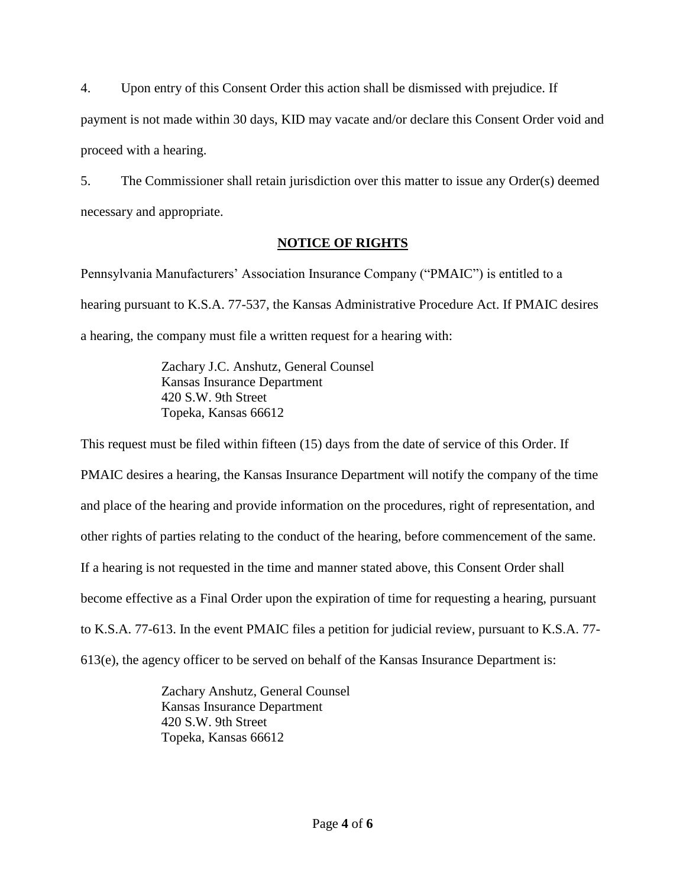4. Upon entry of this Consent Order this action shall be dismissed with prejudice. If payment is not made within 30 days, KID may vacate and/or declare this Consent Order void and proceed with a hearing.

5. The Commissioner shall retain jurisdiction over this matter to issue any Order(s) deemed necessary and appropriate.

## NOTICE OF RIGHTS

Pennsylvania Manufacturers' Association Insurance Company ("PMAIC") is entitled to a hearing pursuant to K.S.A. 77-537, the Kansas Administrative Procedure Act. If PMAIC desires a hearing, the company must file a written request for a hearing with:

> Zachary J.C. Anshutz, General Counsel
> Kansas Insurance Department
> 420 S.W. 9th Street
> Topeka, Kansas 66612

This request must be filed within fifteen (15) days from the date of service of this Order. If PMAIC desires a hearing, the Kansas Insurance Department will notify the company of the time and place of the hearing and provide information on the procedures, right of representation, and other rights of parties relating to the conduct of the hearing, before commencement of the same. If a hearing is not requested in the time and manner stated above, this Consent Order shall become effective as a Final Order upon the expiration of time for requesting a hearing, pursuant to K.S.A. 77-613. In the event PMAIC files a petition for judicial review, pursuant to K.S.A. 77-613(e), the agency officer to be served on behalf of the Kansas Insurance Department is:

> Zachary Anshutz, General Counsel
> Kansas Insurance Department
> 420 S.W. 9th Street
> Topeka, Kansas 66612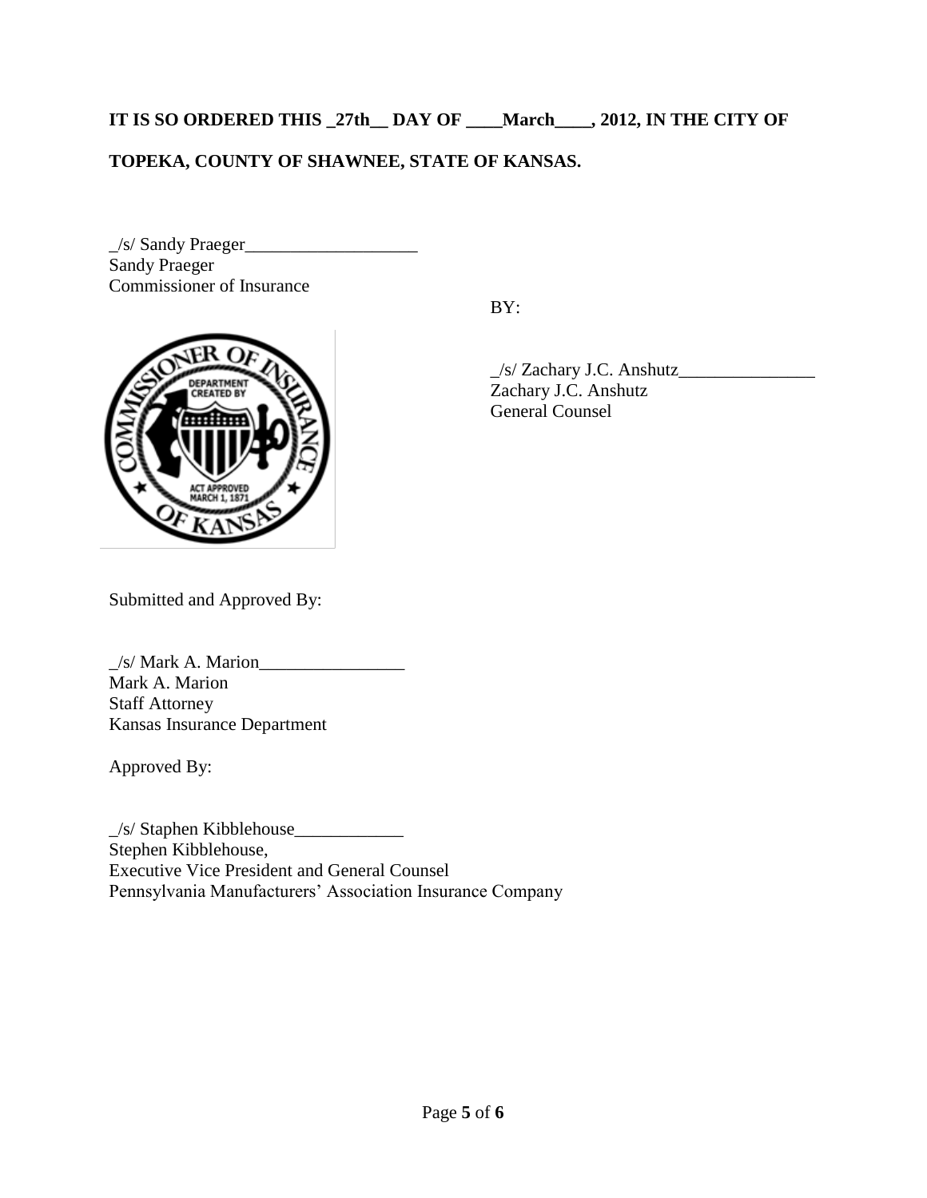**IT IS SO ORDERED THIS _27th__ DAY OF ____March____, 2012, IN THE CITY OF TOPEKA, COUNTY OF SHAWNEE, STATE OF KANSAS.**

_/s/ Sandy Praeger___________________
Sandy Praeger
Commissioner of Insurance

BY:

_/s/ Zachary J.C. Anshutz_______________
Zachary J.C. Anshutz
General Counsel

Submitted and Approved By:

_/s/ Mark A. Marion________________
Mark A. Marion
Staff Attorney
Kansas Insurance Department

Approved By:

_/s/ Staphen Kibblehouse____________
Stephen Kibblehouse,
Executive Vice President and General Counsel
Pennsylvania Manufacturers' Association Insurance Company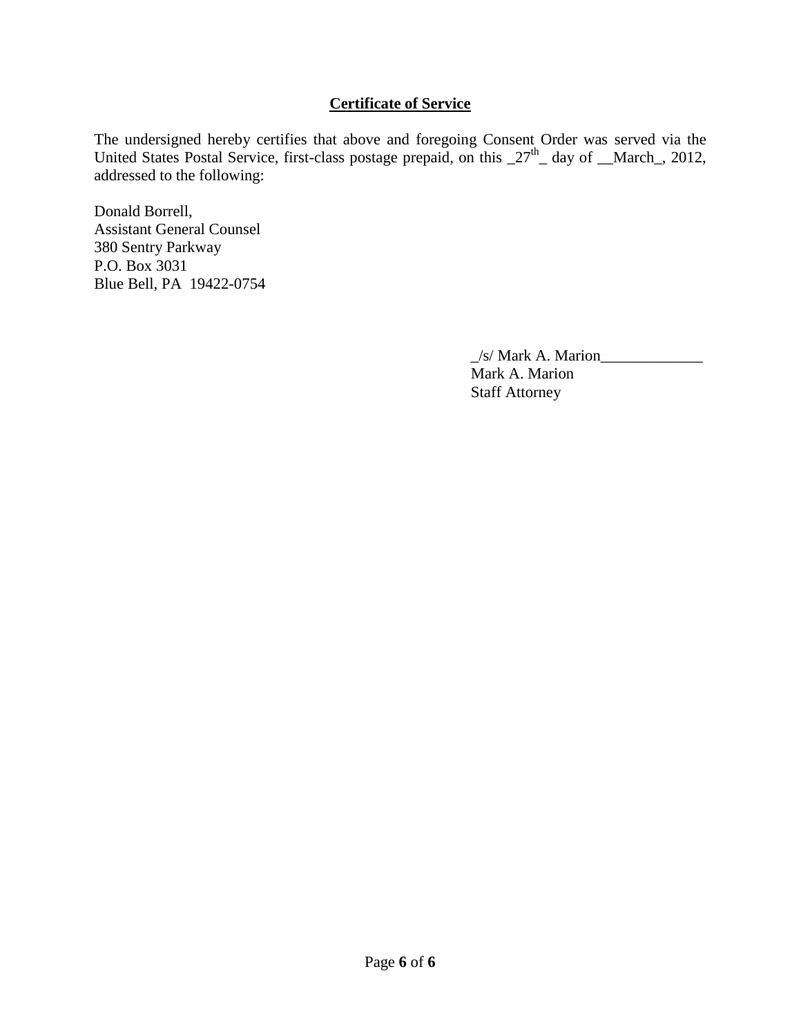**Certificate of Service**

The undersigned hereby certifies that above and foregoing Consent Order was served via the United States Postal Service, first-class postage prepaid, on this _27th_ day of __March_, 2012, addressed to the following:

Donald Borrell,  
Assistant General Counsel  
380 Sentry Parkway  
P.O. Box 3031  
Blue Bell, PA 19422-0754

_/s/ Mark A. Marion_____________  
Mark A. Marion  
Staff Attorney